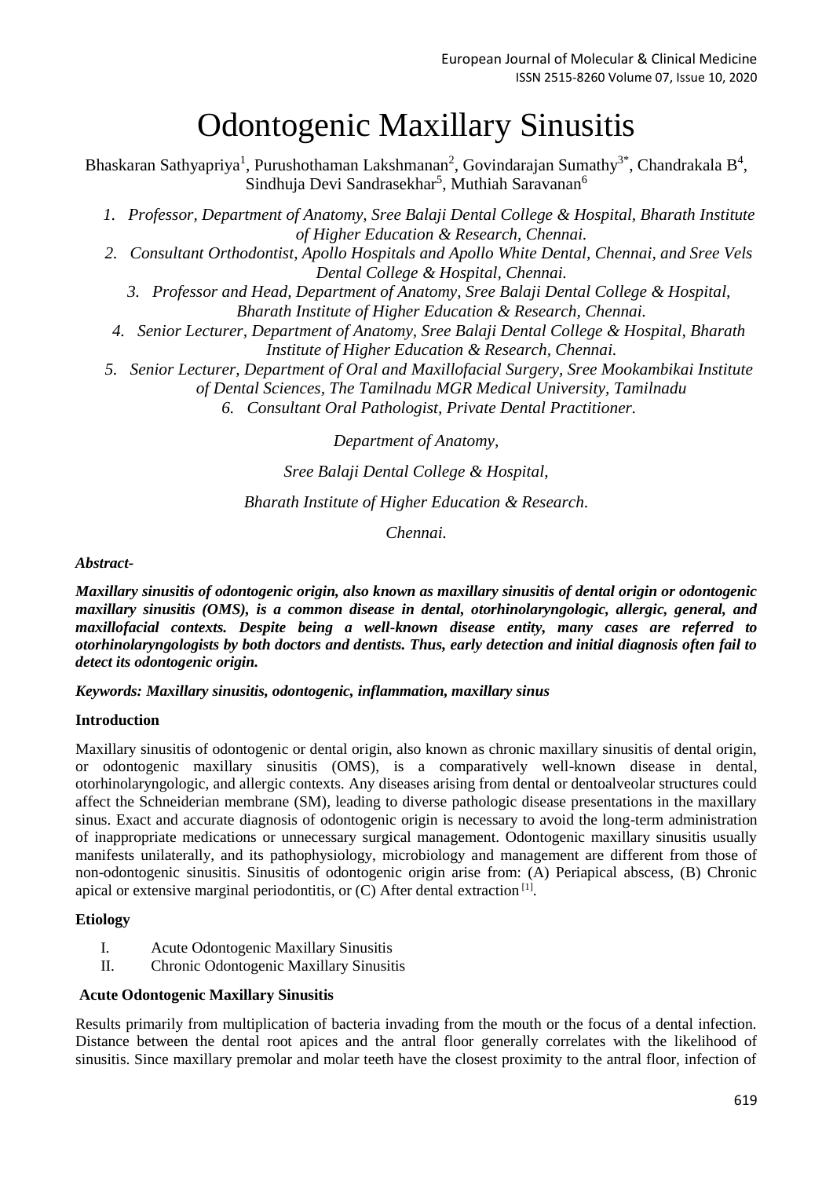# Odontogenic Maxillary Sinusitis

Bhaskaran Sathyapriya[1], Purushothaman Lakshmanan[2], Govindarajan Sumathy[3*], Chandrakala B[4], Sindhuja Devi Sandrasekhar[5], Muthiah Saravanan[6]

1. *Professor, Department of Anatomy, Sree Balaji Dental College & Hospital, Bharath Institute of Higher Education & Research, Chennai.*
2. *Consultant Orthodontist, Apollo Hospitals and Apollo White Dental, Chennai, and Sree Vels Dental College & Hospital, Chennai.*
3. *Professor and Head, Department of Anatomy, Sree Balaji Dental College & Hospital, Bharath Institute of Higher Education & Research, Chennai.*
4. *Senior Lecturer, Department of Anatomy, Sree Balaji Dental College & Hospital, Bharath Institute of Higher Education & Research, Chennai.*
5. *Senior Lecturer, Department of Oral and Maxillofacial Surgery, Sree Mookambikai Institute of Dental Sciences, The Tamilnadu MGR Medical University, Tamilnadu*
6. *Consultant Oral Pathologist, Private Dental Practitioner.*

*Department of Anatomy,*

*Sree Balaji Dental College & Hospital,*

*Bharath Institute of Higher Education & Research.*

*Chennai.*

***Abstract-***

***Maxillary sinusitis of odontogenic origin, also known as maxillary sinusitis of dental origin or odontogenic maxillary sinusitis (OMS), is a common disease in dental, otorhinolaryngologic, allergic, general, and maxillofacial contexts. Despite being a well-known disease entity, many cases are referred to otorhinolaryngologists by both doctors and dentists. Thus, early detection and initial diagnosis often fail to detect its odontogenic origin.***

***Keywords: Maxillary sinusitis, odontogenic, inflammation, maxillary sinus***

## Introduction

Maxillary sinusitis of odontogenic or dental origin, also known as chronic maxillary sinusitis of dental origin, or odontogenic maxillary sinusitis (OMS), is a comparatively well-known disease in dental, otorhinolaryngologic, and allergic contexts. Any diseases arising from dental or dentoalveolar structures could affect the Schneiderian membrane (SM), leading to diverse pathologic disease presentations in the maxillary sinus. Exact and accurate diagnosis of odontogenic origin is necessary to avoid the long-term administration of inappropriate medications or unnecessary surgical management. Odontogenic maxillary sinusitis usually manifests unilaterally, and its pathophysiology, microbiology and management are different from those of non-odontogenic sinusitis. Sinusitis of odontogenic origin arise from: (A) Periapical abscess, (B) Chronic apical or extensive marginal periodontitis, or (C) After dental extraction [1].

## Etiology

I. Acute Odontogenic Maxillary Sinusitis
II. Chronic Odontogenic Maxillary Sinusitis

### Acute Odontogenic Maxillary Sinusitis

Results primarily from multiplication of bacteria invading from the mouth or the focus of a dental infection. Distance between the dental root apices and the antral floor generally correlates with the likelihood of sinusitis. Since maxillary premolar and molar teeth have the closest proximity to the antral floor, infection of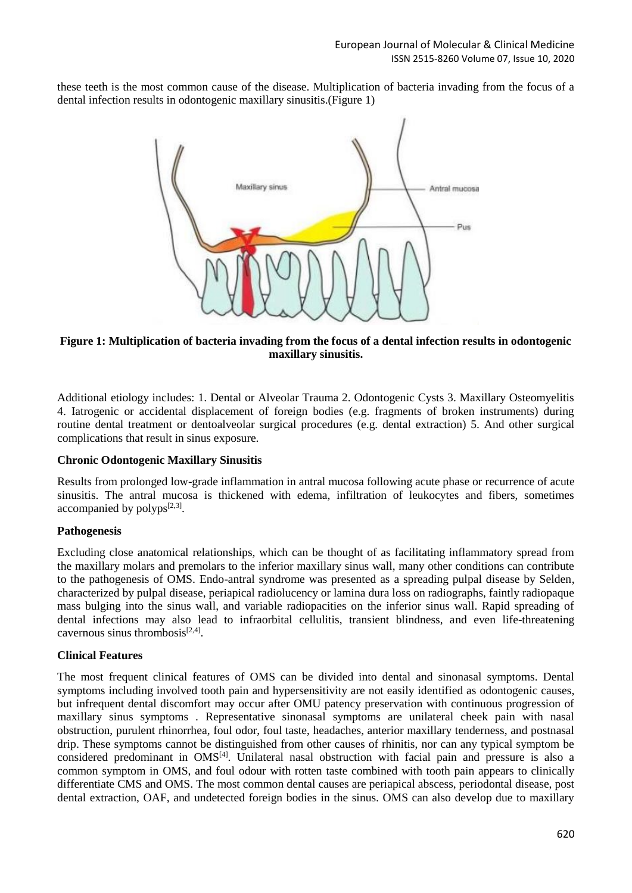these teeth is the most common cause of the disease. Multiplication of bacteria invading from the focus of a dental infection results in odontogenic maxillary sinusitis.(Figure 1)

**Figure 1: Multiplication of bacteria invading from the focus of a dental infection results in odontogenic maxillary sinusitis.**

Additional etiology includes: 1. Dental or Alveolar Trauma 2. Odontogenic Cysts 3. Maxillary Osteomyelitis 4. Iatrogenic or accidental displacement of foreign bodies (e.g. fragments of broken instruments) during routine dental treatment or dentoalveolar surgical procedures (e.g. dental extraction) 5. And other surgical complications that result in sinus exposure.

**Chronic Odontogenic Maxillary Sinusitis**

Results from prolonged low-grade inflammation in antral mucosa following acute phase or recurrence of acute sinusitis. The antral mucosa is thickened with edema, infiltration of leukocytes and fibers, sometimes accompanied by polyps[2,3].

**Pathogenesis**

Excluding close anatomical relationships, which can be thought of as facilitating inflammatory spread from the maxillary molars and premolars to the inferior maxillary sinus wall, many other conditions can contribute to the pathogenesis of OMS. Endo-antral syndrome was presented as a spreading pulpal disease by Selden, characterized by pulpal disease, periapical radiolucency or lamina dura loss on radiographs, faintly radiopaque mass bulging into the sinus wall, and variable radiopacities on the inferior sinus wall. Rapid spreading of dental infections may also lead to infraorbital cellulitis, transient blindness, and even life-threatening cavernous sinus thrombosis[2,4].

**Clinical Features**

The most frequent clinical features of OMS can be divided into dental and sinonasal symptoms. Dental symptoms including involved tooth pain and hypersensitivity are not easily identified as odontogenic causes, but infrequent dental discomfort may occur after OMU patency preservation with continuous progression of maxillary sinus symptoms . Representative sinonasal symptoms are unilateral cheek pain with nasal obstruction, purulent rhinorrhea, foul odor, foul taste, headaches, anterior maxillary tenderness, and postnasal drip. These symptoms cannot be distinguished from other causes of rhinitis, nor can any typical symptom be considered predominant in OMS[4]. Unilateral nasal obstruction with facial pain and pressure is also a common symptom in OMS, and foul odour with rotten taste combined with tooth pain appears to clinically differentiate CMS and OMS. The most common dental causes are periapical abscess, periodontal disease, post dental extraction, OAF, and undetected foreign bodies in the sinus. OMS can also develop due to maxillary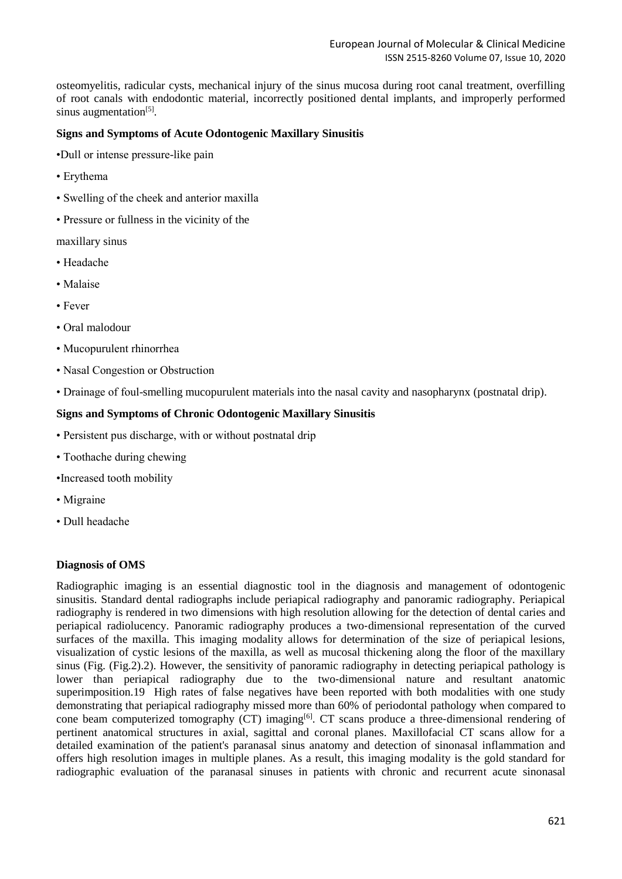osteomyelitis, radicular cysts, mechanical injury of the sinus mucosa during root canal treatment, overfilling of root canals with endodontic material, incorrectly positioned dental implants, and improperly performed sinus augmentation[5].

**Signs and Symptoms of Acute Odontogenic Maxillary Sinusitis**

- Dull or intense pressure-like pain
- Erythema
- Swelling of the cheek and anterior maxilla
- Pressure or fullness in the vicinity of the maxillary sinus
- Headache
- Malaise
- Fever
- Oral malodour
- Mucopurulent rhinorrhea
- Nasal Congestion or Obstruction
- Drainage of foul-smelling mucopurulent materials into the nasal cavity and nasopharynx (postnatal drip).

**Signs and Symptoms of Chronic Odontogenic Maxillary Sinusitis**

- Persistent pus discharge, with or without postnatal drip
- Toothache during chewing
- Increased tooth mobility
- Migraine
- Dull headache

**Diagnosis of OMS**

Radiographic imaging is an essential diagnostic tool in the diagnosis and management of odontogenic sinusitis. Standard dental radiographs include periapical radiography and panoramic radiography. Periapical radiography is rendered in two dimensions with high resolution allowing for the detection of dental caries and periapical radiolucency. Panoramic radiography produces a two-dimensional representation of the curved surfaces of the maxilla. This imaging modality allows for determination of the size of periapical lesions, visualization of cystic lesions of the maxilla, as well as mucosal thickening along the floor of the maxillary sinus (Fig. (Fig.2).2). However, the sensitivity of panoramic radiography in detecting periapical pathology is lower than periapical radiography due to the two-dimensional nature and resultant anatomic superimposition.19 High rates of false negatives have been reported with both modalities with one study demonstrating that periapical radiography missed more than 60% of periodontal pathology when compared to cone beam computerized tomography (CT) imaging[6]. CT scans produce a three-dimensional rendering of pertinent anatomical structures in axial, sagittal and coronal planes. Maxillofacial CT scans allow for a detailed examination of the patient's paranasal sinus anatomy and detection of sinonasal inflammation and offers high resolution images in multiple planes. As a result, this imaging modality is the gold standard for radiographic evaluation of the paranasal sinuses in patients with chronic and recurrent acute sinonasal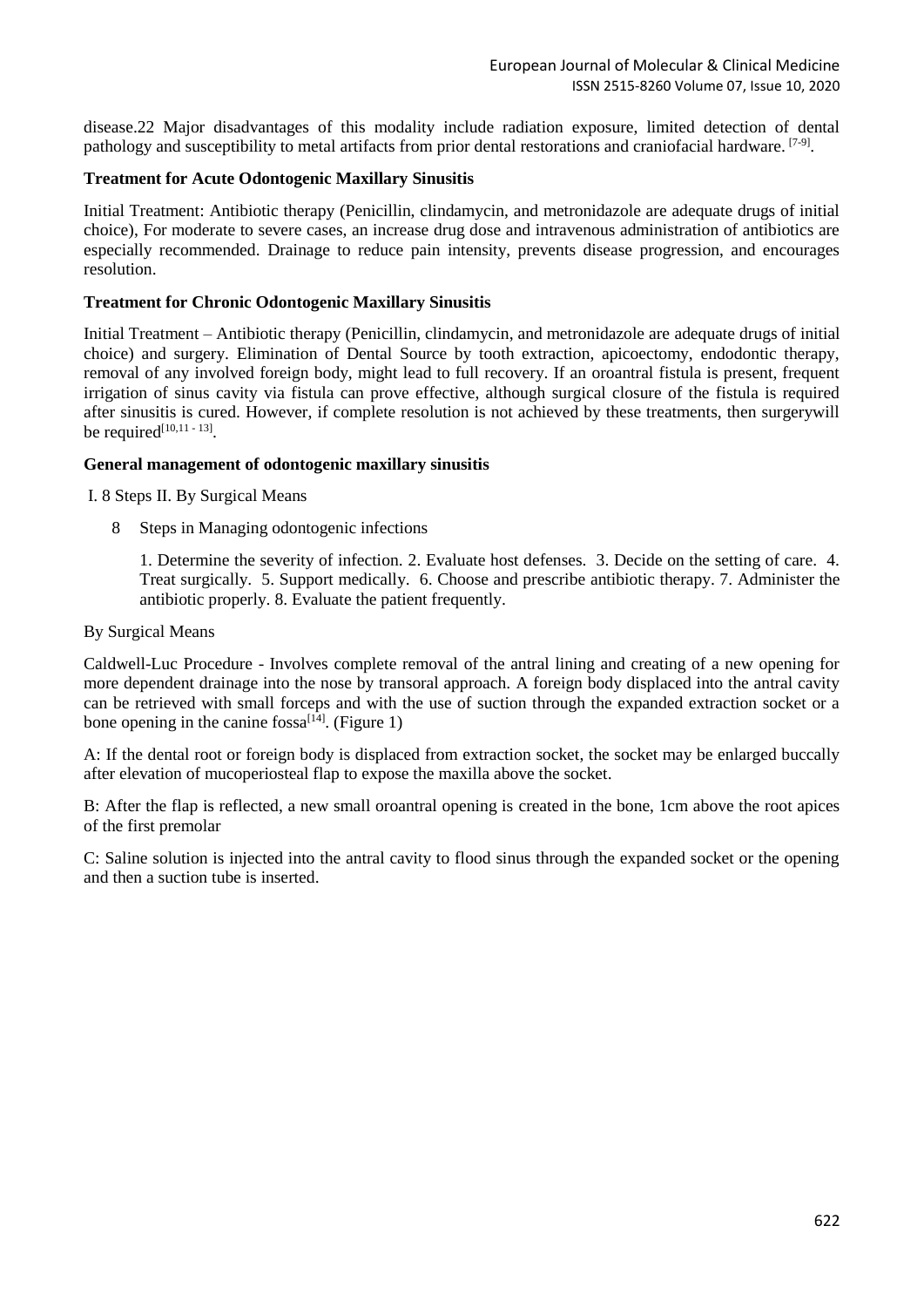disease.22 Major disadvantages of this modality include radiation exposure, limited detection of dental pathology and susceptibility to metal artifacts from prior dental restorations and craniofacial hardware. [7-9].

**Treatment for Acute Odontogenic Maxillary Sinusitis**

Initial Treatment: Antibiotic therapy (Penicillin, clindamycin, and metronidazole are adequate drugs of initial choice), For moderate to severe cases, an increase drug dose and intravenous administration of antibiotics are especially recommended. Drainage to reduce pain intensity, prevents disease progression, and encourages resolution.

**Treatment for Chronic Odontogenic Maxillary Sinusitis**

Initial Treatment – Antibiotic therapy (Penicillin, clindamycin, and metronidazole are adequate drugs of initial choice) and surgery. Elimination of Dental Source by tooth extraction, apicoectomy, endodontic therapy, removal of any involved foreign body, might lead to full recovery. If an oroantral fistula is present, frequent irrigation of sinus cavity via fistula can prove effective, although surgical closure of the fistula is required after sinusitis is cured. However, if complete resolution is not achieved by these treatments, then surgerywill be required[10,11 - 13].

**General management of odontogenic maxillary sinusitis**

I. 8 Steps II. By Surgical Means

8 Steps in Managing odontogenic infections

1. Determine the severity of infection. 2. Evaluate host defenses. 3. Decide on the setting of care. 4. Treat surgically. 5. Support medically. 6. Choose and prescribe antibiotic therapy. 7. Administer the antibiotic properly. 8. Evaluate the patient frequently.

By Surgical Means

Caldwell-Luc Procedure - Involves complete removal of the antral lining and creating of a new opening for more dependent drainage into the nose by transoral approach. A foreign body displaced into the antral cavity can be retrieved with small forceps and with the use of suction through the expanded extraction socket or a bone opening in the canine fossa[14]. (Figure 1)

A: If the dental root or foreign body is displaced from extraction socket, the socket may be enlarged buccally after elevation of mucoperiosteal flap to expose the maxilla above the socket.

B: After the flap is reflected, a new small oroantral opening is created in the bone, 1cm above the root apices of the first premolar

C: Saline solution is injected into the antral cavity to flood sinus through the expanded socket or the opening and then a suction tube is inserted.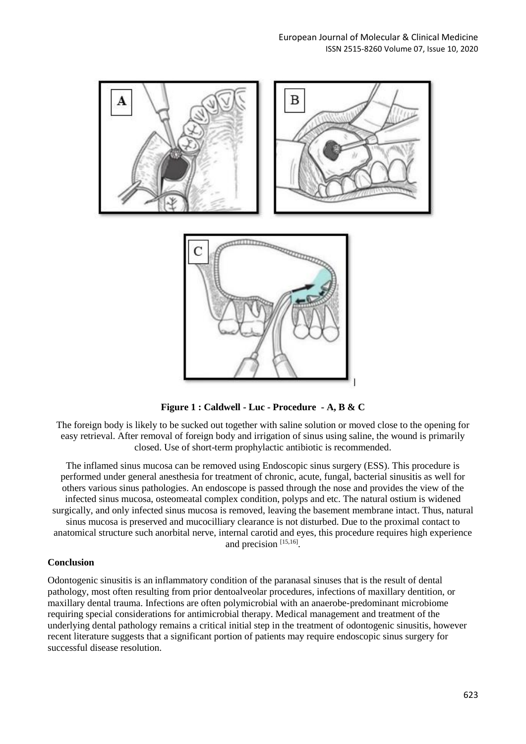**Figure 1 : Caldwell - Luc - Procedure - A, B & C**

The foreign body is likely to be sucked out together with saline solution or moved close to the opening for easy retrieval. After removal of foreign body and irrigation of sinus using saline, the wound is primarily closed. Use of short-term prophylactic antibiotic is recommended.

The inflamed sinus mucosa can be removed using Endoscopic sinus surgery (ESS). This procedure is performed under general anesthesia for treatment of chronic, acute, fungal, bacterial sinusitis as well for others various sinus pathologies. An endoscope is passed through the nose and provides the view of the infected sinus mucosa, osteomeatal complex condition, polyps and etc. The natural ostium is widened surgically, and only infected sinus mucosa is removed, leaving the basement membrane intact. Thus, natural sinus mucosa is preserved and mucocilliary clearance is not disturbed. Due to the proximal contact to anatomical structure such anorbital nerve, internal carotid and eyes, this procedure requires high experience and precision [15,16].

## Conclusion

Odontogenic sinusitis is an inflammatory condition of the paranasal sinuses that is the result of dental pathology, most often resulting from prior dentoalveolar procedures, infections of maxillary dentition, or maxillary dental trauma. Infections are often polymicrobial with an anaerobe-predominant microbiome requiring special considerations for antimicrobial therapy. Medical management and treatment of the underlying dental pathology remains a critical initial step in the treatment of odontogenic sinusitis, however recent literature suggests that a significant portion of patients may require endoscopic sinus surgery for successful disease resolution.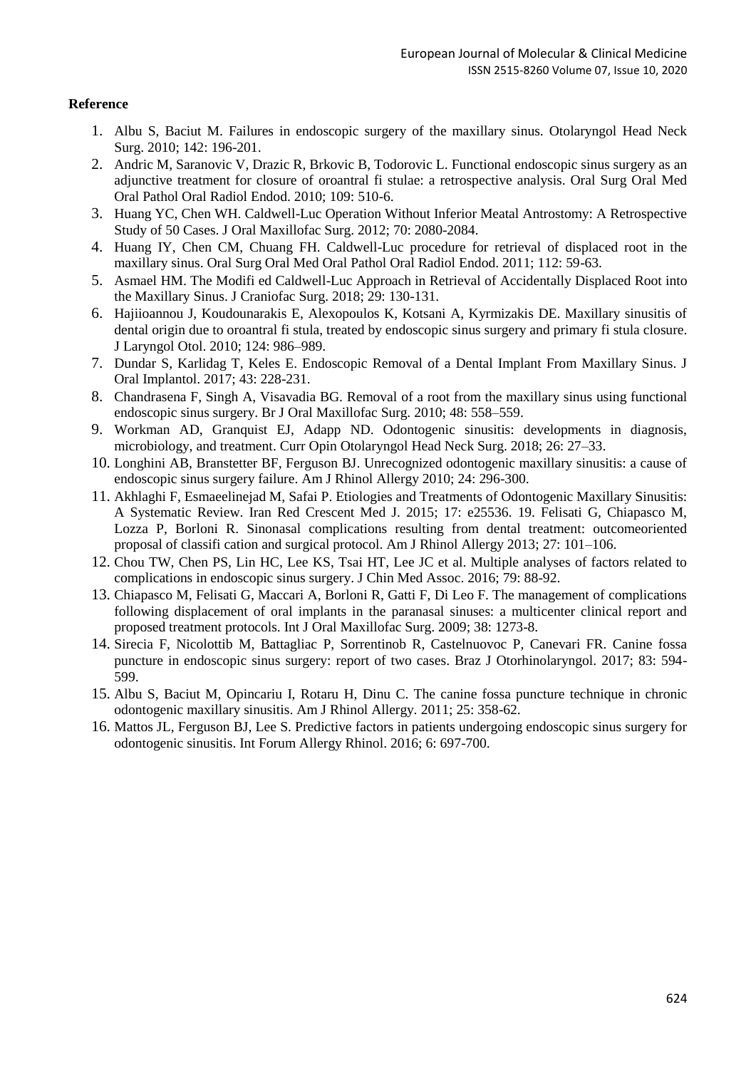**Reference**

1. Albu S, Baciut M. Failures in endoscopic surgery of the maxillary sinus. Otolaryngol Head Neck Surg. 2010; 142: 196-201.
2. Andric M, Saranovic V, Drazic R, Brkovic B, Todorovic L. Functional endoscopic sinus surgery as an adjunctive treatment for closure of oroantral fi stulae: a retrospective analysis. Oral Surg Oral Med Oral Pathol Oral Radiol Endod. 2010; 109: 510-6.
3. Huang YC, Chen WH. Caldwell-Luc Operation Without Inferior Meatal Antrostomy: A Retrospective Study of 50 Cases. J Oral Maxillofac Surg. 2012; 70: 2080-2084.
4. Huang IY, Chen CM, Chuang FH. Caldwell-Luc procedure for retrieval of displaced root in the maxillary sinus. Oral Surg Oral Med Oral Pathol Oral Radiol Endod. 2011; 112: 59-63.
5. Asmael HM. The Modifi ed Caldwell-Luc Approach in Retrieval of Accidentally Displaced Root into the Maxillary Sinus. J Craniofac Surg. 2018; 29: 130-131.
6. Hajiioannou J, Koudounarakis E, Alexopoulos K, Kotsani A, Kyrmizakis DE. Maxillary sinusitis of dental origin due to oroantral fi stula, treated by endoscopic sinus surgery and primary fi stula closure. J Laryngol Otol. 2010; 124: 986–989.
7. Dundar S, Karlidag T, Keles E. Endoscopic Removal of a Dental Implant From Maxillary Sinus. J Oral Implantol. 2017; 43: 228-231.
8. Chandrasena F, Singh A, Visavadia BG. Removal of a root from the maxillary sinus using functional endoscopic sinus surgery. Br J Oral Maxillofac Surg. 2010; 48: 558–559.
9. Workman AD, Granquist EJ, Adapp ND. Odontogenic sinusitis: developments in diagnosis, microbiology, and treatment. Curr Opin Otolaryngol Head Neck Surg. 2018; 26: 27–33.
10. Longhini AB, Branstetter BF, Ferguson BJ. Unrecognized odontogenic maxillary sinusitis: a cause of endoscopic sinus surgery failure. Am J Rhinol Allergy 2010; 24: 296-300.
11. Akhlaghi F, Esmaeelinejad M, Safai P. Etiologies and Treatments of Odontogenic Maxillary Sinusitis: A Systematic Review. Iran Red Crescent Med J. 2015; 17: e25536. 19. Felisati G, Chiapasco M, Lozza P, Borloni R. Sinonasal complications resulting from dental treatment: outcomeoriented proposal of classifi cation and surgical protocol. Am J Rhinol Allergy 2013; 27: 101–106.
12. Chou TW, Chen PS, Lin HC, Lee KS, Tsai HT, Lee JC et al. Multiple analyses of factors related to complications in endoscopic sinus surgery. J Chin Med Assoc. 2016; 79: 88-92.
13. Chiapasco M, Felisati G, Maccari A, Borloni R, Gatti F, Di Leo F. The management of complications following displacement of oral implants in the paranasal sinuses: a multicenter clinical report and proposed treatment protocols. Int J Oral Maxillofac Surg. 2009; 38: 1273-8.
14. Sirecia F, Nicolottib M, Battagliac P, Sorrentinob R, Castelnuovoc P, Canevari FR. Canine fossa puncture in endoscopic sinus surgery: report of two cases. Braz J Otorhinolaryngol. 2017; 83: 594-599.
15. Albu S, Baciut M, Opincariu I, Rotaru H, Dinu C. The canine fossa puncture technique in chronic odontogenic maxillary sinusitis. Am J Rhinol Allergy. 2011; 25: 358-62.
16. Mattos JL, Ferguson BJ, Lee S. Predictive factors in patients undergoing endoscopic sinus surgery for odontogenic sinusitis. Int Forum Allergy Rhinol. 2016; 6: 697-700.